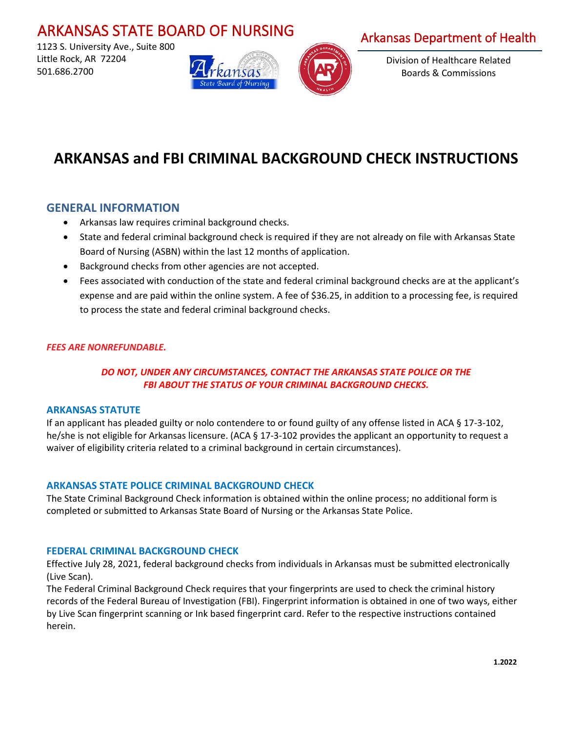ARKANSAS STATE BOARD OF NURSING

1123 S. University Ave., Suite 800
Little Rock, AR 72204
501.686.2700

Arkansas Department of Health

Division of Healthcare Related Boards & Commissions

# ARKANSAS and FBI CRIMINAL BACKGROUND CHECK INSTRUCTIONS

## GENERAL INFORMATION

- Arkansas law requires criminal background checks.
- State and federal criminal background check is required if they are not already on file with Arkansas State Board of Nursing (ASBN) within the last 12 months of application.
- Background checks from other agencies are not accepted.
- Fees associated with conduction of the state and federal criminal background checks are at the applicant's expense and are paid within the online system. A fee of $36.25, in addition to a processing fee, is required to process the state and federal criminal background checks.

***FEES ARE NONREFUNDABLE.***

***DO NOT, UNDER ANY CIRCUMSTANCES, CONTACT THE ARKANSAS STATE POLICE OR THE FBI ABOUT THE STATUS OF YOUR CRIMINAL BACKGROUND CHECKS.***

### ARKANSAS STATUTE

If an applicant has pleaded guilty or nolo contendere to or found guilty of any offense listed in ACA § 17-3-102, he/she is not eligible for Arkansas licensure. (ACA § 17-3-102 provides the applicant an opportunity to request a waiver of eligibility criteria related to a criminal background in certain circumstances).

### ARKANSAS STATE POLICE CRIMINAL BACKGROUND CHECK

The State Criminal Background Check information is obtained within the online process; no additional form is completed or submitted to Arkansas State Board of Nursing or the Arkansas State Police.

### FEDERAL CRIMINAL BACKGROUND CHECK

Effective July 28, 2021, federal background checks from individuals in Arkansas must be submitted electronically (Live Scan).

The Federal Criminal Background Check requires that your fingerprints are used to check the criminal history records of the Federal Bureau of Investigation (FBI). Fingerprint information is obtained in one of two ways, either by Live Scan fingerprint scanning or Ink based fingerprint card. Refer to the respective instructions contained herein.

1.2022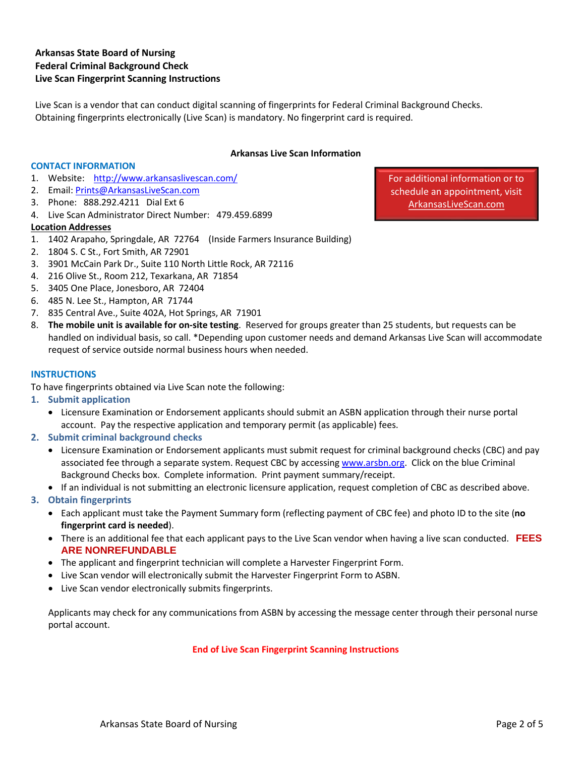**Arkansas State Board of Nursing**
**Federal Criminal Background Check**
**Live Scan Fingerprint Scanning Instructions**

Live Scan is a vendor that can conduct digital scanning of fingerprints for Federal Criminal Background Checks. Obtaining fingerprints electronically (Live Scan) is mandatory. No fingerprint card is required.

**Arkansas Live Scan Information**

For additional information or to schedule an appointment, visit [ArkansasLiveScan.com](http://www.arkansaslivescan.com/)

### CONTACT INFORMATION

1. Website: [http://www.arkansaslivescan.com/](http://www.arkansaslivescan.com/)
2. Email: [Prints@ArkansasLiveScan.com](mailto:Prints@ArkansasLiveScan.com)
3. Phone: 888.292.4211 Dial Ext 6
4. Live Scan Administrator Direct Number: 479.459.6899

**Location Addresses**

1. 1402 Arapaho, Springdale, AR 72764 (Inside Farmers Insurance Building)
2. 1804 S. C St., Fort Smith, AR 72901
3. 3901 McCain Park Dr., Suite 110 North Little Rock, AR 72116
4. 216 Olive St., Room 212, Texarkana, AR 71854
5. 3405 One Place, Jonesboro, AR 72404
6. 485 N. Lee St., Hampton, AR 71744
7. 835 Central Ave., Suite 402A, Hot Springs, AR 71901
8. **The mobile unit is available for on-site testing**. Reserved for groups greater than 25 students, but requests can be handled on individual basis, so call. *Depending upon customer needs and demand Arkansas Live Scan will accommodate request of service outside normal business hours when needed.

### INSTRUCTIONS

To have fingerprints obtained via Live Scan note the following:

1. **Submit application**
   - Licensure Examination or Endorsement applicants should submit an ASBN application through their nurse portal account. Pay the respective application and temporary permit (as applicable) fees.
2. **Submit criminal background checks**
   - Licensure Examination or Endorsement applicants must submit request for criminal background checks (CBC) and pay associated fee through a separate system. Request CBC by accessing [www.arsbn.org](http://www.arsbn.org). Click on the blue Criminal Background Checks box. Complete information. Print payment summary/receipt.
   - If an individual is not submitting an electronic licensure application, request completion of CBC as described above.
3. **Obtain fingerprints**
   - Each applicant must take the Payment Summary form (reflecting payment of CBC fee) and photo ID to the site (**no fingerprint card is needed**).
   - There is an additional fee that each applicant pays to the Live Scan vendor when having a live scan conducted. **FEES ARE NONREFUNDABLE**
   - The applicant and fingerprint technician will complete a Harvester Fingerprint Form.
   - Live Scan vendor will electronically submit the Harvester Fingerprint Form to ASBN.
   - Live Scan vendor electronically submits fingerprints.

   Applicants may check for any communications from ASBN by accessing the message center through their personal nurse portal account.

**End of Live Scan Fingerprint Scanning Instructions**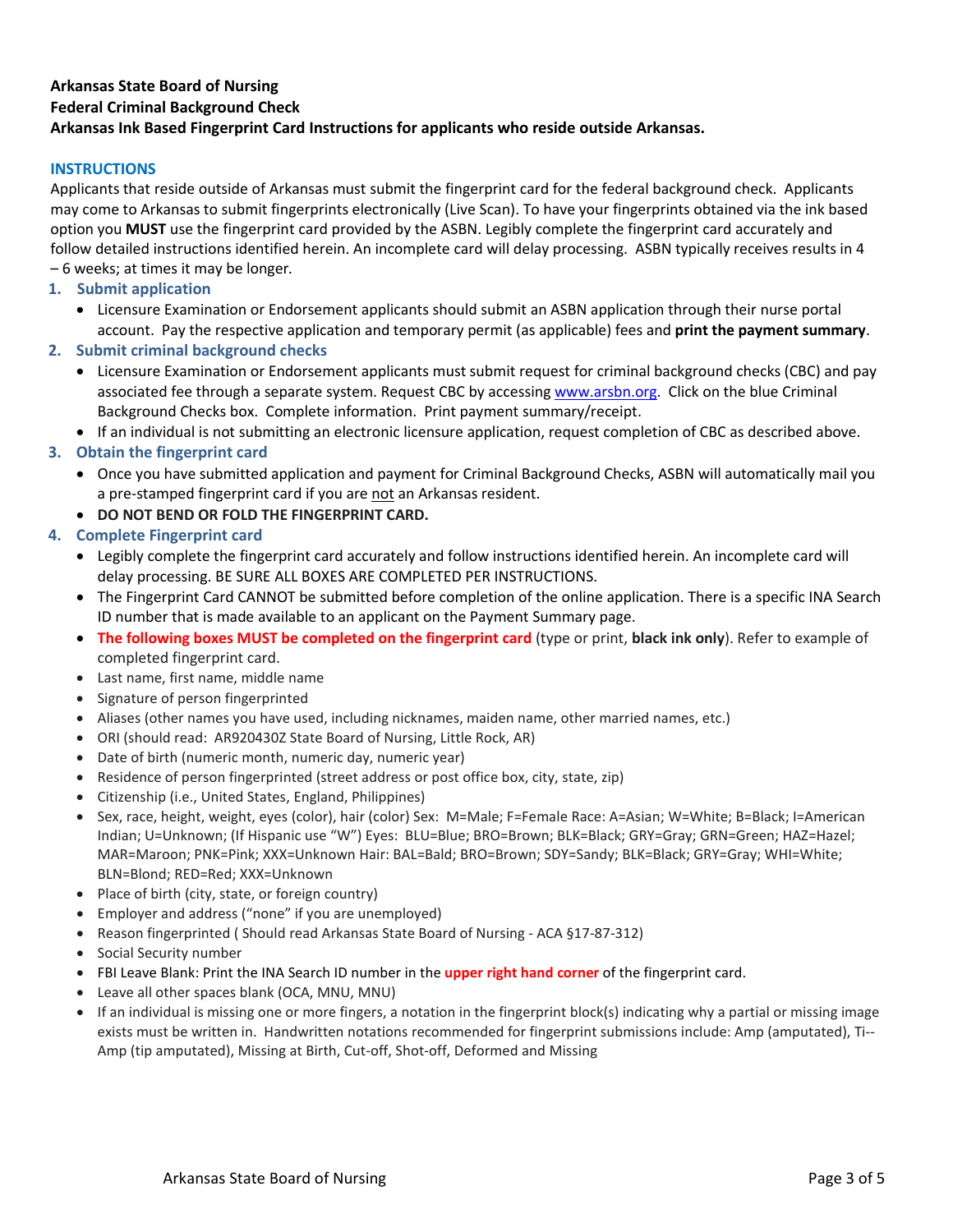**Arkansas State Board of Nursing**
**Federal Criminal Background Check**
**Arkansas Ink Based Fingerprint Card Instructions for applicants who reside outside Arkansas.**

## INSTRUCTIONS

Applicants that reside outside of Arkansas must submit the fingerprint card for the federal background check. Applicants may come to Arkansas to submit fingerprints electronically (Live Scan). To have your fingerprints obtained via the ink based option you **MUST** use the fingerprint card provided by the ASBN. Legibly complete the fingerprint card accurately and follow detailed instructions identified herein. An incomplete card will delay processing. ASBN typically receives results in 4 – 6 weeks; at times it may be longer.

### 1. Submit application

- Licensure Examination or Endorsement applicants should submit an ASBN application through their nurse portal account. Pay the respective application and temporary permit (as applicable) fees and **print the payment summary**.

### 2. Submit criminal background checks

- Licensure Examination or Endorsement applicants must submit request for criminal background checks (CBC) and pay associated fee through a separate system. Request CBC by accessing www.arsbn.org. Click on the blue Criminal Background Checks box. Complete information. Print payment summary/receipt.
- If an individual is not submitting an electronic licensure application, request completion of CBC as described above.

### 3. Obtain the fingerprint card

- Once you have submitted application and payment for Criminal Background Checks, ASBN will automatically mail you a pre-stamped fingerprint card if you are not an Arkansas resident.
- **DO NOT BEND OR FOLD THE FINGERPRINT CARD.**

### 4. Complete Fingerprint card

- Legibly complete the fingerprint card accurately and follow instructions identified herein. An incomplete card will delay processing. BE SURE ALL BOXES ARE COMPLETED PER INSTRUCTIONS.
- The Fingerprint Card CANNOT be submitted before completion of the online application. There is a specific INA Search ID number that is made available to an applicant on the Payment Summary page.
- **The following boxes MUST be completed on the fingerprint card** (type or print, **black ink only**). Refer to example of completed fingerprint card.
- Last name, first name, middle name
- Signature of person fingerprinted
- Aliases (other names you have used, including nicknames, maiden name, other married names, etc.)
- ORI (should read: AR920430Z State Board of Nursing, Little Rock, AR)
- Date of birth (numeric month, numeric day, numeric year)
- Residence of person fingerprinted (street address or post office box, city, state, zip)
- Citizenship (i.e., United States, England, Philippines)
- Sex, race, height, weight, eyes (color), hair (color) Sex: M=Male; F=Female Race: A=Asian; W=White; B=Black; I=American Indian; U=Unknown; (If Hispanic use "W") Eyes: BLU=Blue; BRO=Brown; BLK=Black; GRY=Gray; GRN=Green; HAZ=Hazel; MAR=Maroon; PNK=Pink; XXX=Unknown Hair: BAL=Bald; BRO=Brown; SDY=Sandy; BLK=Black; GRY=Gray; WHI=White; BLN=Blond; RED=Red; XXX=Unknown
- Place of birth (city, state, or foreign country)
- Employer and address ("none" if you are unemployed)
- Reason fingerprinted ( Should read Arkansas State Board of Nursing - ACA §17-87-312)
- Social Security number
- FBI Leave Blank: Print the INA Search ID number in the **upper right hand corner** of the fingerprint card.
- Leave all other spaces blank (OCA, MNU, MNU)
- If an individual is missing one or more fingers, a notation in the fingerprint block(s) indicating why a partial or missing image exists must be written in. Handwritten notations recommended for fingerprint submissions include: Amp (amputated), Ti--Amp (tip amputated), Missing at Birth, Cut-off, Shot-off, Deformed and Missing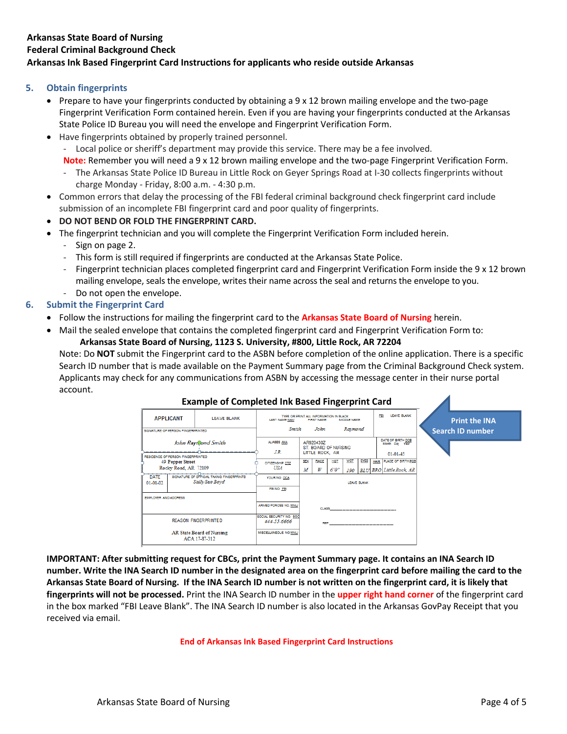**Arkansas State Board of Nursing**
**Federal Criminal Background Check**
**Arkansas Ink Based Fingerprint Card Instructions for applicants who reside outside Arkansas**

## 5. Obtain fingerprints

- Prepare to have your fingerprints conducted by obtaining a 9 x 12 brown mailing envelope and the two-page Fingerprint Verification Form contained herein. Even if you are having your fingerprints conducted at the Arkansas State Police ID Bureau you will need the envelope and Fingerprint Verification Form.
- Have fingerprints obtained by properly trained personnel.
  - Local police or sheriff's department may provide this service. There may be a fee involved.

  **Note:** Remember you will need a 9 x 12 brown mailing envelope and the two-page Fingerprint Verification Form.
  - The Arkansas State Police ID Bureau in Little Rock on Geyer Springs Road at I-30 collects fingerprints without charge Monday - Friday, 8:00 a.m. - 4:30 p.m.
- Common errors that delay the processing of the FBI federal criminal background check fingerprint card include submission of an incomplete FBI fingerprint card and poor quality of fingerprints.
- **DO NOT BEND OR FOLD THE FINGERPRINT CARD.**
- The fingerprint technician and you will complete the Fingerprint Verification Form included herein.
  - Sign on page 2.
  - This form is still required if fingerprints are conducted at the Arkansas State Police.
  - Fingerprint technician places completed fingerprint card and Fingerprint Verification Form inside the 9 x 12 brown mailing envelope, seals the envelope, writes their name across the seal and returns the envelope to you.
  - Do not open the envelope.

## 6. Submit the Fingerprint Card

- Follow the instructions for mailing the fingerprint card to the **Arkansas State Board of Nursing** herein.
- Mail the sealed envelope that contains the completed fingerprint card and Fingerprint Verification Form to:

  **Arkansas State Board of Nursing, 1123 S. University, #800, Little Rock, AR 72204**

  Note: Do **NOT** submit the Fingerprint card to the ASBN before completion of the online application. There is a specific Search ID number that is made available on the Payment Summary page from the Criminal Background Check system. Applicants may check for any communications from ASBN by accessing the message center in their nurse portal account.

**Example of Completed Ink Based Fingerprint Card**

| APPLICANT | LEAVE BLANK | TYPE OR PRINT ALL INFORMATION IN BLACK — LAST NAME NAM: Smith; FIRST NAME: John; MIDDLE NAME: Raymond | | FBI LEAVE BLANK |
|---|---|---|---|---|
| SIGNATURE OF PERSON FINGERPRINTED: John Raymond Smith | | ALIASES AKA: J.R. | AR920430Z ST. BOARD OF NURSING LITTLE ROCK, AR | DATE OF BIRTH DOB (Month Day Year): 01-01-45 |
| RESIDENCE OF PERSON FINGERPRINTED: 49 Pepper Street Rocky Road, AR 72109 | | CITIZENSHIP CTZ: USA | SEX: M; RACE: W; HGT: 6'0"; WGT: 190; EYES: BLU; HAIR: BRO | PLACE OF BIRTH POB: Little Rock, AR |
| DATE: 01-01-02 | SIGNATURE OF OFFICIAL TAKING FINGERPRINTS: Sally Sue Boyd | YOUR NO. OCA | LEAVE BLANK | |
| EMPLOYER AND ADDRESS | | FBI NO. FBI | | |
| | | ARMED FORCES NO. MNU | CLASS ____ | |
| REASON FINGERPRINTED: AR State Board of Nursing ACA 17-87-312 | | SOCIAL SECURITY NO. SOC: 444-55-6666 | REF. ____ | |
| | | MISCELLANEOUS NO. MNU | | |

Print the INA Search ID number

**IMPORTANT: After submitting request for CBCs, print the Payment Summary page. It contains an INA Search ID number. Write the INA Search ID number in the designated area on the fingerprint card before mailing the card to the Arkansas State Board of Nursing. If the INA Search ID number is not written on the fingerprint card, it is likely that fingerprints will not be processed.** Print the INA Search ID number in the upper right hand corner of the fingerprint card in the box marked "FBI Leave Blank". The INA Search ID number is also located in the Arkansas GovPay Receipt that you received via email.

**End of Arkansas Ink Based Fingerprint Card Instructions**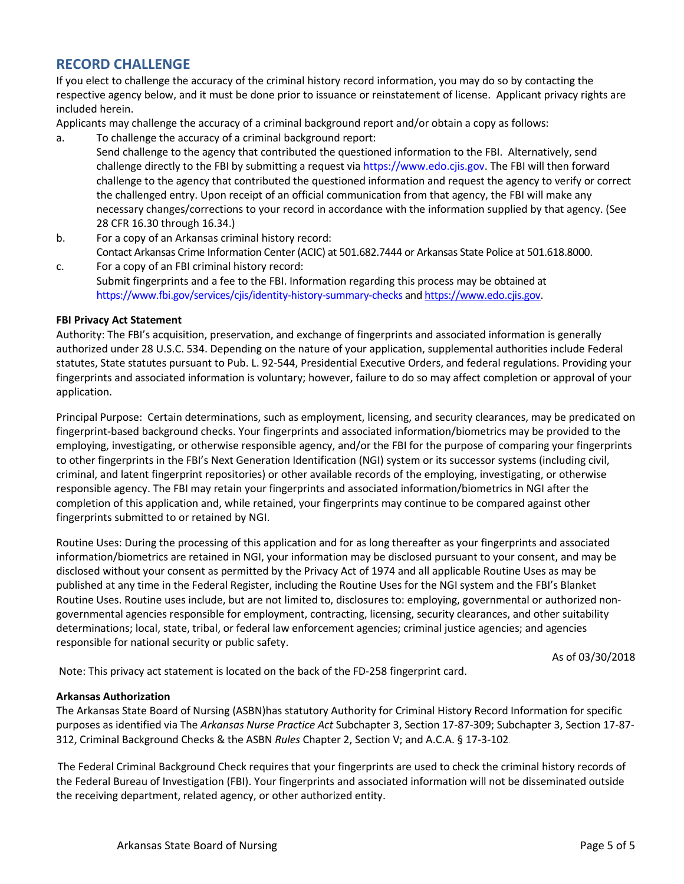## RECORD CHALLENGE

If you elect to challenge the accuracy of the criminal history record information, you may do so by contacting the respective agency below, and it must be done prior to issuance or reinstatement of license. Applicant privacy rights are included herein.

Applicants may challenge the accuracy of a criminal background report and/or obtain a copy as follows:

a. To challenge the accuracy of a criminal background report:
   Send challenge to the agency that contributed the questioned information to the FBI. Alternatively, send challenge directly to the FBI by submitting a request via https://www.edo.cjis.gov. The FBI will then forward challenge to the agency that contributed the questioned information and request the agency to verify or correct the challenged entry. Upon receipt of an official communication from that agency, the FBI will make any necessary changes/corrections to your record in accordance with the information supplied by that agency. (See 28 CFR 16.30 through 16.34.)

b. For a copy of an Arkansas criminal history record:
   Contact Arkansas Crime Information Center (ACIC) at 501.682.7444 or Arkansas State Police at 501.618.8000.

c. For a copy of an FBI criminal history record:
   Submit fingerprints and a fee to the FBI. Information regarding this process may be obtained at https://www.fbi.gov/services/cjis/identity-history-summary-checks and https://www.edo.cjis.gov.

**FBI Privacy Act Statement**

Authority: The FBI's acquisition, preservation, and exchange of fingerprints and associated information is generally authorized under 28 U.S.C. 534. Depending on the nature of your application, supplemental authorities include Federal statutes, State statutes pursuant to Pub. L. 92-544, Presidential Executive Orders, and federal regulations. Providing your fingerprints and associated information is voluntary; however, failure to do so may affect completion or approval of your application.

Principal Purpose: Certain determinations, such as employment, licensing, and security clearances, may be predicated on fingerprint-based background checks. Your fingerprints and associated information/biometrics may be provided to the employing, investigating, or otherwise responsible agency, and/or the FBI for the purpose of comparing your fingerprints to other fingerprints in the FBI's Next Generation Identification (NGI) system or its successor systems (including civil, criminal, and latent fingerprint repositories) or other available records of the employing, investigating, or otherwise responsible agency. The FBI may retain your fingerprints and associated information/biometrics in NGI after the completion of this application and, while retained, your fingerprints may continue to be compared against other fingerprints submitted to or retained by NGI.

Routine Uses: During the processing of this application and for as long thereafter as your fingerprints and associated information/biometrics are retained in NGI, your information may be disclosed pursuant to your consent, and may be disclosed without your consent as permitted by the Privacy Act of 1974 and all applicable Routine Uses as may be published at any time in the Federal Register, including the Routine Uses for the NGI system and the FBI's Blanket Routine Uses. Routine uses include, but are not limited to, disclosures to: employing, governmental or authorized non-governmental agencies responsible for employment, contracting, licensing, security clearances, and other suitability determinations; local, state, tribal, or federal law enforcement agencies; criminal justice agencies; and agencies responsible for national security or public safety.

As of 03/30/2018

Note: This privacy act statement is located on the back of the FD-258 fingerprint card.

**Arkansas Authorization**

The Arkansas State Board of Nursing (ASBN)has statutory Authority for Criminal History Record Information for specific purposes as identified via The *Arkansas Nurse Practice Act* Subchapter 3, Section 17-87-309; Subchapter 3, Section 17-87-312, Criminal Background Checks & the ASBN *Rules* Chapter 2, Section V; and A.C.A. § 17-3-102.

The Federal Criminal Background Check requires that your fingerprints are used to check the criminal history records of the Federal Bureau of Investigation (FBI). Your fingerprints and associated information will not be disseminated outside the receiving department, related agency, or other authorized entity.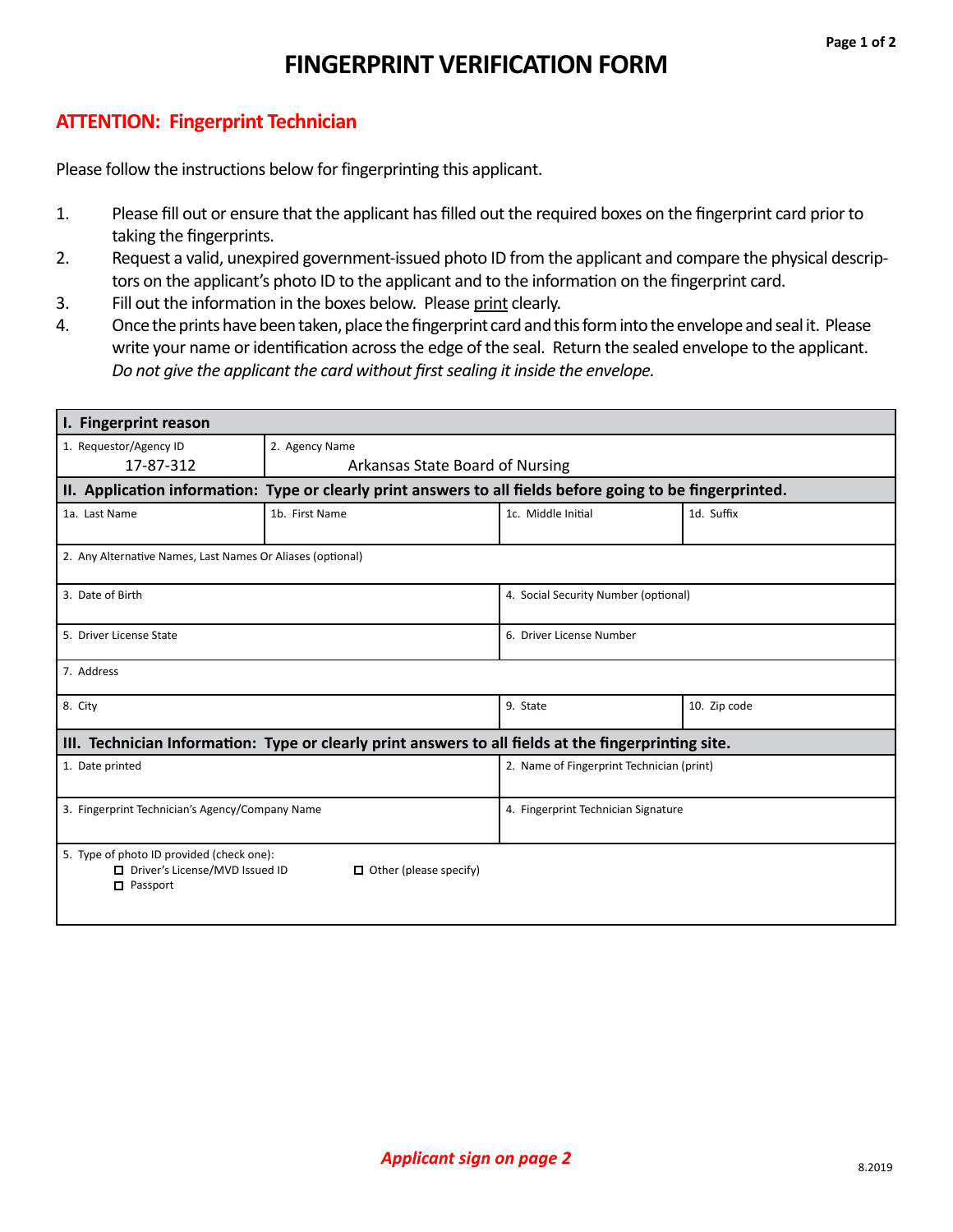# FINGERPRINT VERIFICATION FORM

## ATTENTION: Fingerprint Technician

Please follow the instructions below for fingerprinting this applicant.

1. Please fill out or ensure that the applicant has filled out the required boxes on the fingerprint card prior to taking the fingerprints.
2. Request a valid, unexpired government-issued photo ID from the applicant and compare the physical descriptors on the applicant's photo ID to the applicant and to the information on the fingerprint card.
3. Fill out the information in the boxes below. Please print clearly.
4. Once the prints have been taken, place the fingerprint card and this form into the envelope and seal it. Please write your name or identification across the edge of the seal. Return the sealed envelope to the applicant. *Do not give the applicant the card without first sealing it inside the envelope.*

| **I. Fingerprint reason** | | | |
|---|---|---|---|
| 1. Requestor/Agency ID<br>17-87-312 | 2. Agency Name<br>Arkansas State Board of Nursing | | |
| **II. Application information: Type or clearly print answers to all fields before going to be fingerprinted.** | | | |
| 1a. Last Name | 1b. First Name | 1c. Middle Initial | 1d. Suffix |
| 2. Any Alternative Names, Last Names Or Aliases (optional) | | | |
| 3. Date of Birth | | 4. Social Security Number (optional) | |
| 5. Driver License State | | 6. Driver License Number | |
| 7. Address | | | |
| 8. City | | 9. State | 10. Zip code |
| **III. Technician Information: Type or clearly print answers to all fields at the fingerprinting site.** | | | |
| 1. Date printed | | 2. Name of Fingerprint Technician (print) | |
| 3. Fingerprint Technician's Agency/Company Name | | 4. Fingerprint Technician Signature | |
| 5. Type of photo ID provided (check one):<br>☐ Driver's License/MVD Issued ID<br>☐ Passport<br>☐ Other (please specify) | | | |

***Applicant sign on page 2***

8.2019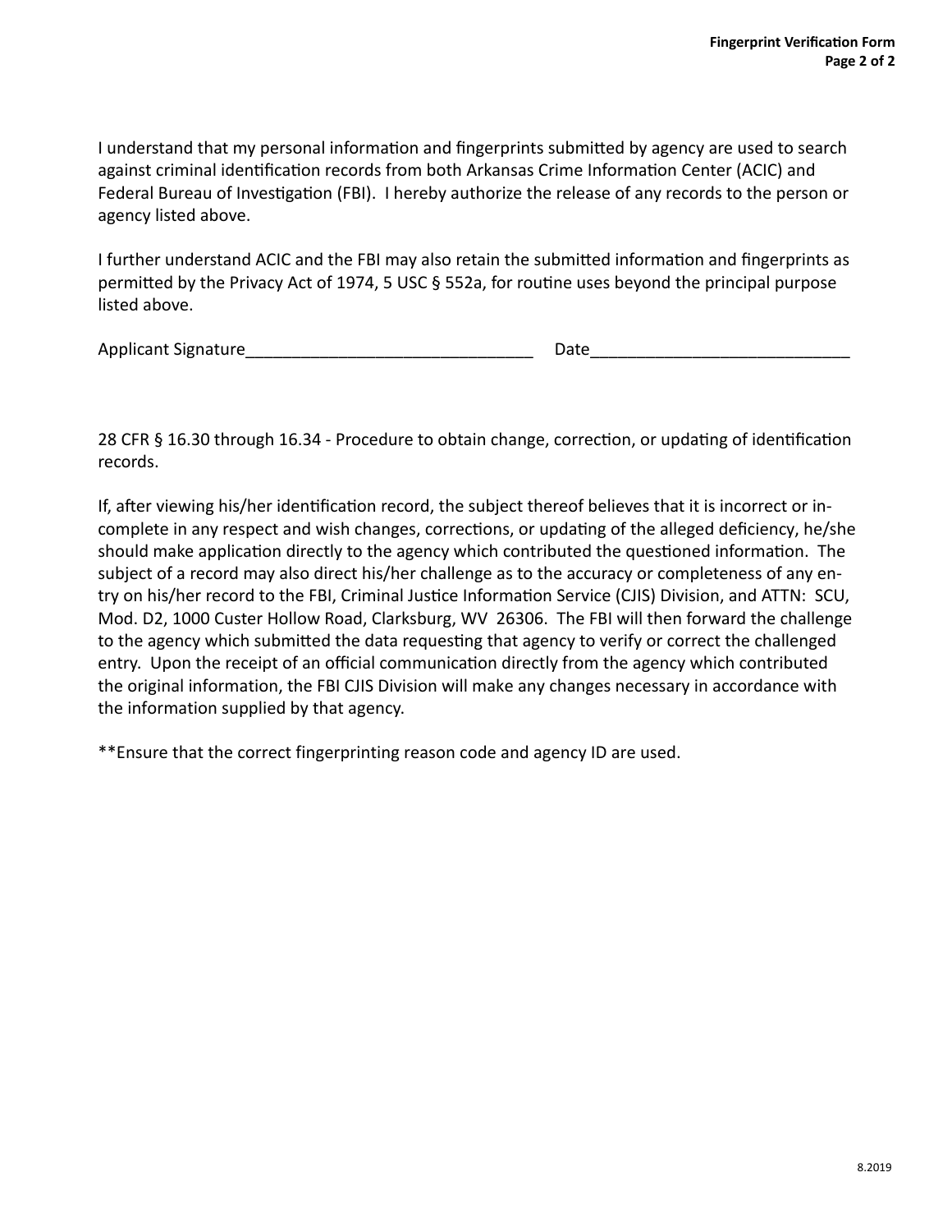I understand that my personal information and fingerprints submitted by agency are used to search against criminal identification records from both Arkansas Crime Information Center (ACIC) and Federal Bureau of Investigation (FBI). I hereby authorize the release of any records to the person or agency listed above.

I further understand ACIC and the FBI may also retain the submitted information and fingerprints as permitted by the Privacy Act of 1974, 5 USC § 552a, for routine uses beyond the principal purpose listed above.

Applicant Signature_______________________________ Date___________________________

28 CFR § 16.30 through 16.34 - Procedure to obtain change, correction, or updating of identification records.

If, after viewing his/her identification record, the subject thereof believes that it is incorrect or incomplete in any respect and wish changes, corrections, or updating of the alleged deficiency, he/she should make application directly to the agency which contributed the questioned information. The subject of a record may also direct his/her challenge as to the accuracy or completeness of any entry on his/her record to the FBI, Criminal Justice Information Service (CJIS) Division, and ATTN: SCU, Mod. D2, 1000 Custer Hollow Road, Clarksburg, WV 26306. The FBI will then forward the challenge to the agency which submitted the data requesting that agency to verify or correct the challenged entry. Upon the receipt of an official communication directly from the agency which contributed the original information, the FBI CJIS Division will make any changes necessary in accordance with the information supplied by that agency.

**Ensure that the correct fingerprinting reason code and agency ID are used.

8.2019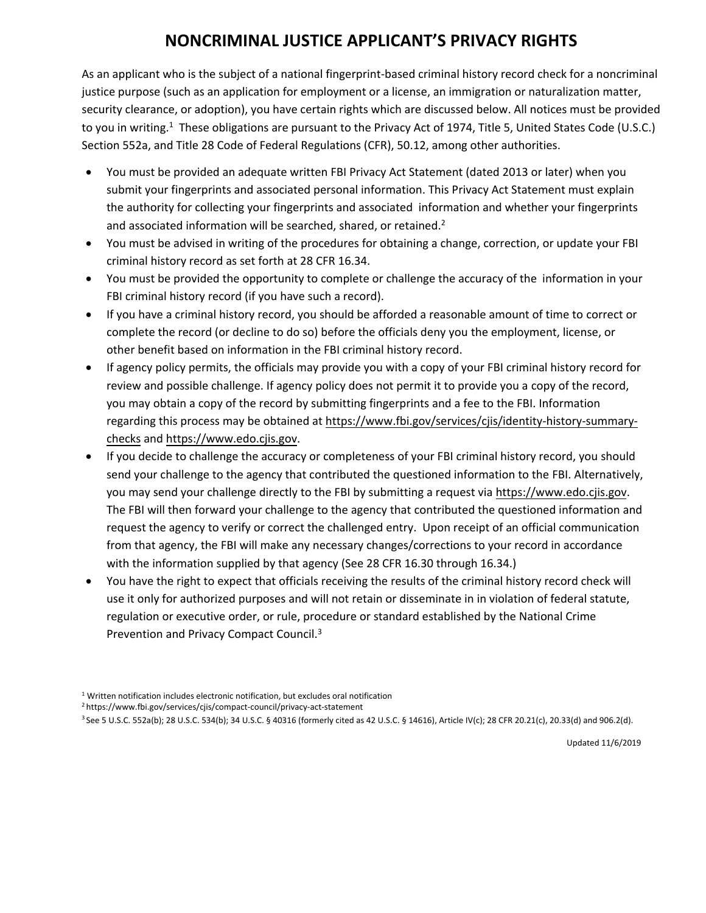# NONCRIMINAL JUSTICE APPLICANT'S PRIVACY RIGHTS

As an applicant who is the subject of a national fingerprint-based criminal history record check for a noncriminal justice purpose (such as an application for employment or a license, an immigration or naturalization matter, security clearance, or adoption), you have certain rights which are discussed below. All notices must be provided to you in writing.[1] These obligations are pursuant to the Privacy Act of 1974, Title 5, United States Code (U.S.C.) Section 552a, and Title 28 Code of Federal Regulations (CFR), 50.12, among other authorities.

- You must be provided an adequate written FBI Privacy Act Statement (dated 2013 or later) when you submit your fingerprints and associated personal information. This Privacy Act Statement must explain the authority for collecting your fingerprints and associated information and whether your fingerprints and associated information will be searched, shared, or retained.[2]
- You must be advised in writing of the procedures for obtaining a change, correction, or update your FBI criminal history record as set forth at 28 CFR 16.34.
- You must be provided the opportunity to complete or challenge the accuracy of the information in your FBI criminal history record (if you have such a record).
- If you have a criminal history record, you should be afforded a reasonable amount of time to correct or complete the record (or decline to do so) before the officials deny you the employment, license, or other benefit based on information in the FBI criminal history record.
- If agency policy permits, the officials may provide you with a copy of your FBI criminal history record for review and possible challenge. If agency policy does not permit it to provide you a copy of the record, you may obtain a copy of the record by submitting fingerprints and a fee to the FBI. Information regarding this process may be obtained at https://www.fbi.gov/services/cjis/identity-history-summary-checks and https://www.edo.cjis.gov.
- If you decide to challenge the accuracy or completeness of your FBI criminal history record, you should send your challenge to the agency that contributed the questioned information to the FBI. Alternatively, you may send your challenge directly to the FBI by submitting a request via https://www.edo.cjis.gov. The FBI will then forward your challenge to the agency that contributed the questioned information and request the agency to verify or correct the challenged entry. Upon receipt of an official communication from that agency, the FBI will make any necessary changes/corrections to your record in accordance with the information supplied by that agency (See 28 CFR 16.30 through 16.34.)
- You have the right to expect that officials receiving the results of the criminal history record check will use it only for authorized purposes and will not retain or disseminate in in violation of federal statute, regulation or executive order, or rule, procedure or standard established by the National Crime Prevention and Privacy Compact Council.[3]

[1] Written notification includes electronic notification, but excludes oral notification

[2] https://www.fbi.gov/services/cjis/compact-council/privacy-act-statement

[3] See 5 U.S.C. 552a(b); 28 U.S.C. 534(b); 34 U.S.C. § 40316 (formerly cited as 42 U.S.C. § 14616), Article IV(c); 28 CFR 20.21(c), 20.33(d) and 906.2(d).

Updated 11/6/2019